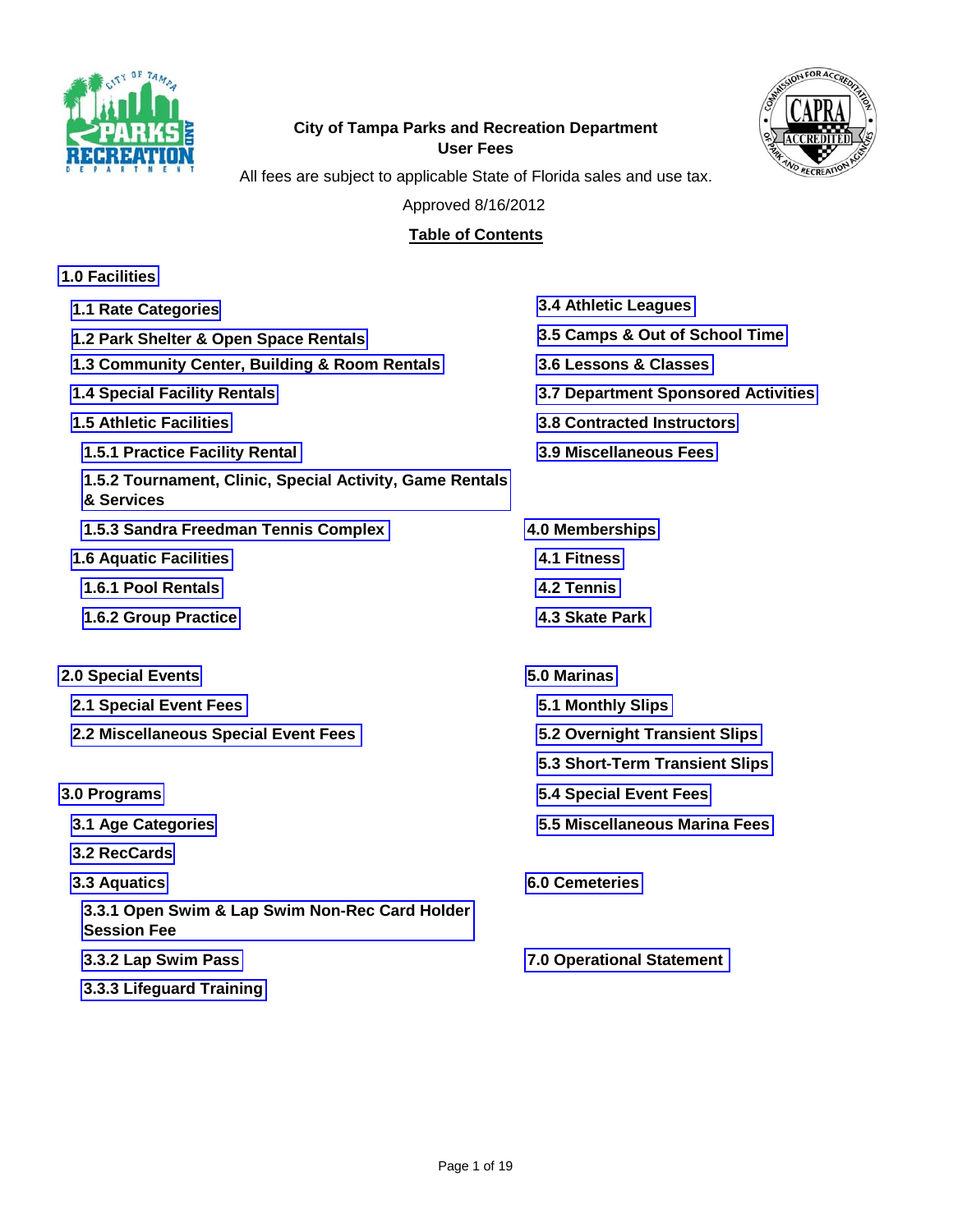**City of Tampa Parks and Recreation Department**
**User Fees**

All fees are subject to applicable State of Florida sales and use tax.

Approved 8/16/2012

## Table of Contents

**1.0 Facilities**

- **1.1 Rate Categories**
- **1.2 Park Shelter & Open Space Rentals**
- **1.3 Community Center, Building & Room Rentals**
- **1.4 Special Facility Rentals**
- **1.5 Athletic Facilities**
  - **1.5.1 Practice Facility Rental**
  - **1.5.2 Tournament, Clinic, Special Activity, Game Rentals & Services**
  - **1.5.3 Sandra Freedman Tennis Complex**
- **1.6 Aquatic Facilities**
  - **1.6.1 Pool Rentals**
  - **1.6.2 Group Practice**

**2.0 Special Events**

- **2.1 Special Event Fees**
- **2.2 Miscellaneous Special Event Fees**

**3.0 Programs**

- **3.1 Age Categories**
- **3.2 RecCards**
- **3.3 Aquatics**
  - **3.3.1 Open Swim & Lap Swim Non-Rec Card Holder Session Fee**
  - **3.3.2 Lap Swim Pass**
  - **3.3.3 Lifeguard Training**
- **3.4 Athletic Leagues**
- **3.5 Camps & Out of School Time**
- **3.6 Lessons & Classes**
- **3.7 Department Sponsored Activities**
- **3.8 Contracted Instructors**
- **3.9 Miscellaneous Fees**

**4.0 Memberships**

- **4.1 Fitness**
- **4.2 Tennis**
- **4.3 Skate Park**

**5.0 Marinas**

- **5.1 Monthly Slips**
- **5.2 Overnight Transient Slips**
- **5.3 Short-Term Transient Slips**
- **5.4 Special Event Fees**
- **5.5 Miscellaneous Marina Fees**

**6.0 Cemeteries**

**7.0 Operational Statement**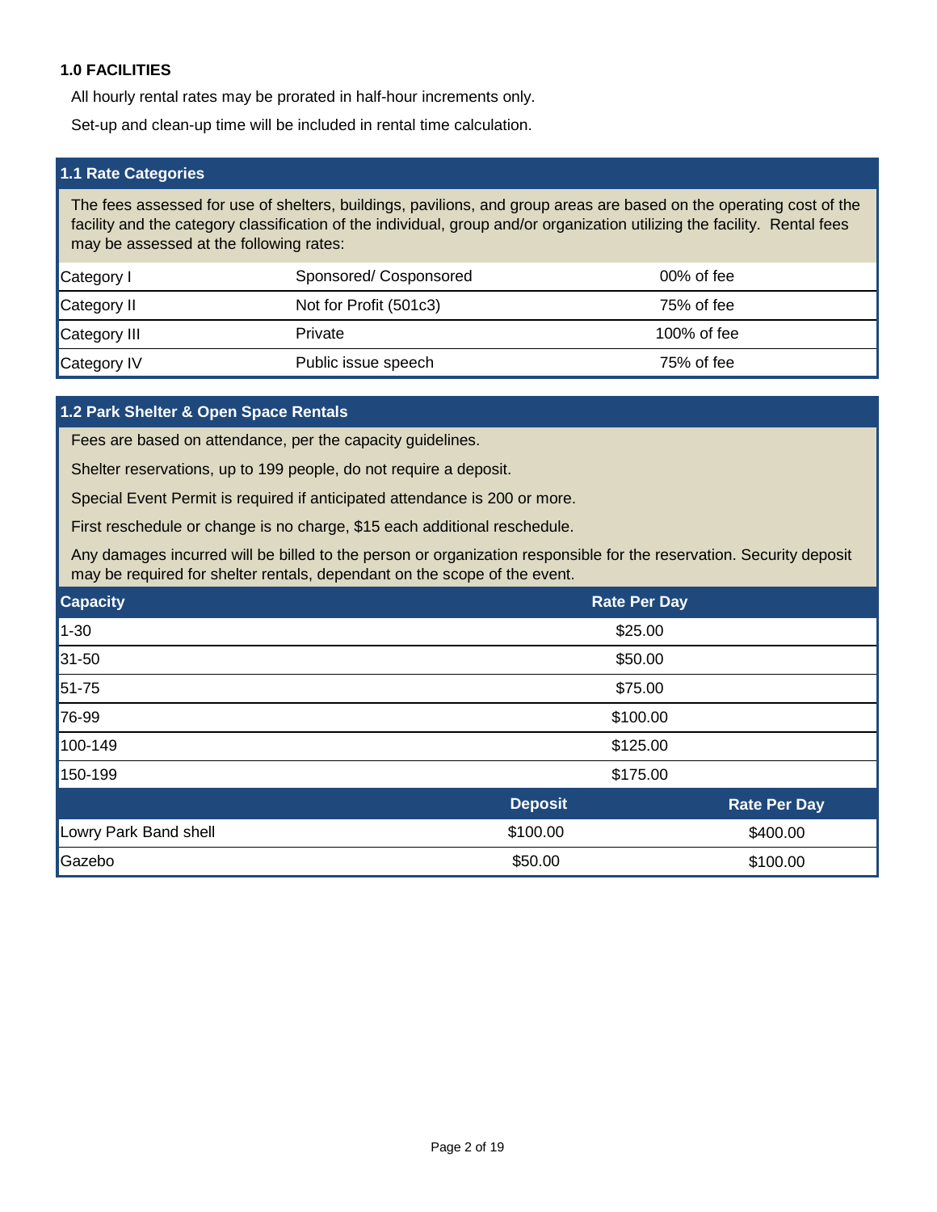## 1.0 FACILITIES

All hourly rental rates may be prorated in half-hour increments only.

Set-up and clean-up time will be included in rental time calculation.

### 1.1 Rate Categories

The fees assessed for use of shelters, buildings, pavilions, and group areas are based on the operating cost of the facility and the category classification of the individual, group and/or organization utilizing the facility. Rental fees may be assessed at the following rates:

| | | |
|---|---|---|
| Category I | Sponsored/ Cosponsored | 00% of fee |
| Category II | Not for Profit (501c3) | 75% of fee |
| Category III | Private | 100% of fee |
| Category IV | Public issue speech | 75% of fee |

### 1.2 Park Shelter & Open Space Rentals

Fees are based on attendance, per the capacity guidelines.

Shelter reservations, up to 199 people, do not require a deposit.

Special Event Permit is required if anticipated attendance is 200 or more.

First reschedule or change is no charge, $15 each additional reschedule.

Any damages incurred will be billed to the person or organization responsible for the reservation. Security deposit may be required for shelter rentals, dependant on the scope of the event.

| Capacity | Rate Per Day |
|---|---|
| 1-30 | $25.00 |
| 31-50 | $50.00 |
| 51-75 | $75.00 |
| 76-99 | $100.00 |
| 100-149 | $125.00 |
| 150-199 | $175.00 |

| | Deposit | Rate Per Day |
|---|---|---|
| Lowry Park Band shell | $100.00 | $400.00 |
| Gazebo | $50.00 | $100.00 |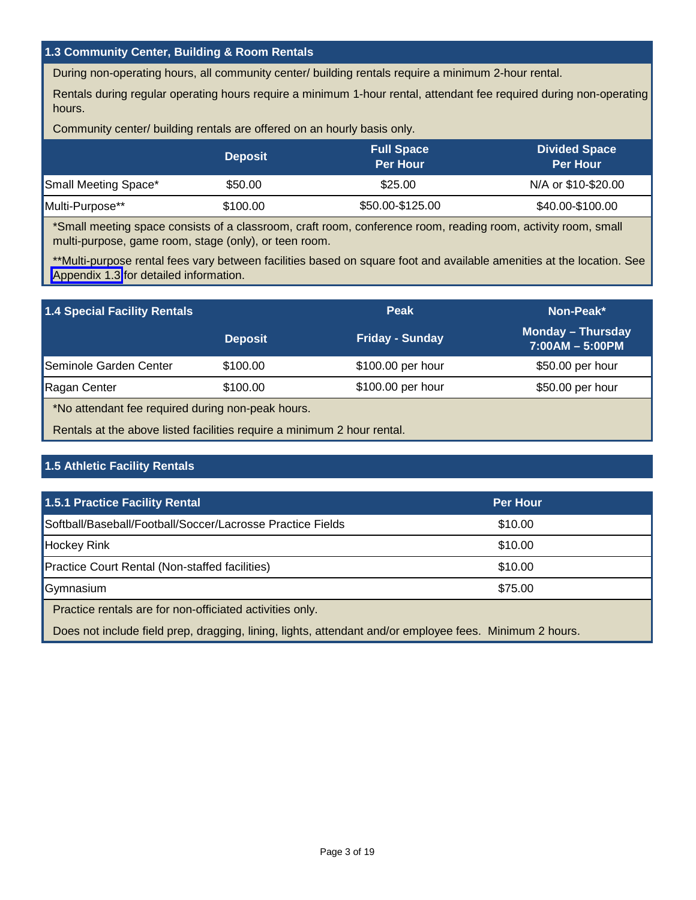## 1.3 Community Center, Building & Room Rentals

During non-operating hours, all community center/ building rentals require a minimum 2-hour rental.

Rentals during regular operating hours require a minimum 1-hour rental, attendant fee required during non-operating hours.

Community center/ building rentals are offered on an hourly basis only.

| | Deposit | Full Space Per Hour | Divided Space Per Hour |
|---|---|---|---|
| Small Meeting Space* | $50.00 | $25.00 | N/A or $10-$20.00 |
| Multi-Purpose** | $100.00 | $50.00-$125.00 | $40.00-$100.00 |

*Small meeting space consists of a classroom, craft room, conference room, reading room, activity room, small multi-purpose, game room, stage (only), or teen room.

**Multi-purpose rental fees vary between facilities based on square foot and available amenities at the location. See Appendix 1.3 for detailed information.

## 1.4 Special Facility Rentals

| | Deposit | Peak<br>Friday - Sunday | Non-Peak*<br>Monday – Thursday 7:00AM – 5:00PM |
|---|---|---|---|
| Seminole Garden Center | $100.00 | $100.00 per hour | $50.00 per hour |
| Ragan Center | $100.00 | $100.00 per hour | $50.00 per hour |

*No attendant fee required during non-peak hours.

Rentals at the above listed facilities require a minimum 2 hour rental.

## 1.5 Athletic Facility Rentals

### 1.5.1 Practice Facility Rental

| 1.5.1 Practice Facility Rental | Per Hour |
|---|---|
| Softball/Baseball/Football/Soccer/Lacrosse Practice Fields | $10.00 |
| Hockey Rink | $10.00 |
| Practice Court Rental (Non-staffed facilities) | $10.00 |
| Gymnasium | $75.00 |

Practice rentals are for non-officiated activities only.

Does not include field prep, dragging, lining, lights, attendant and/or employee fees. Minimum 2 hours.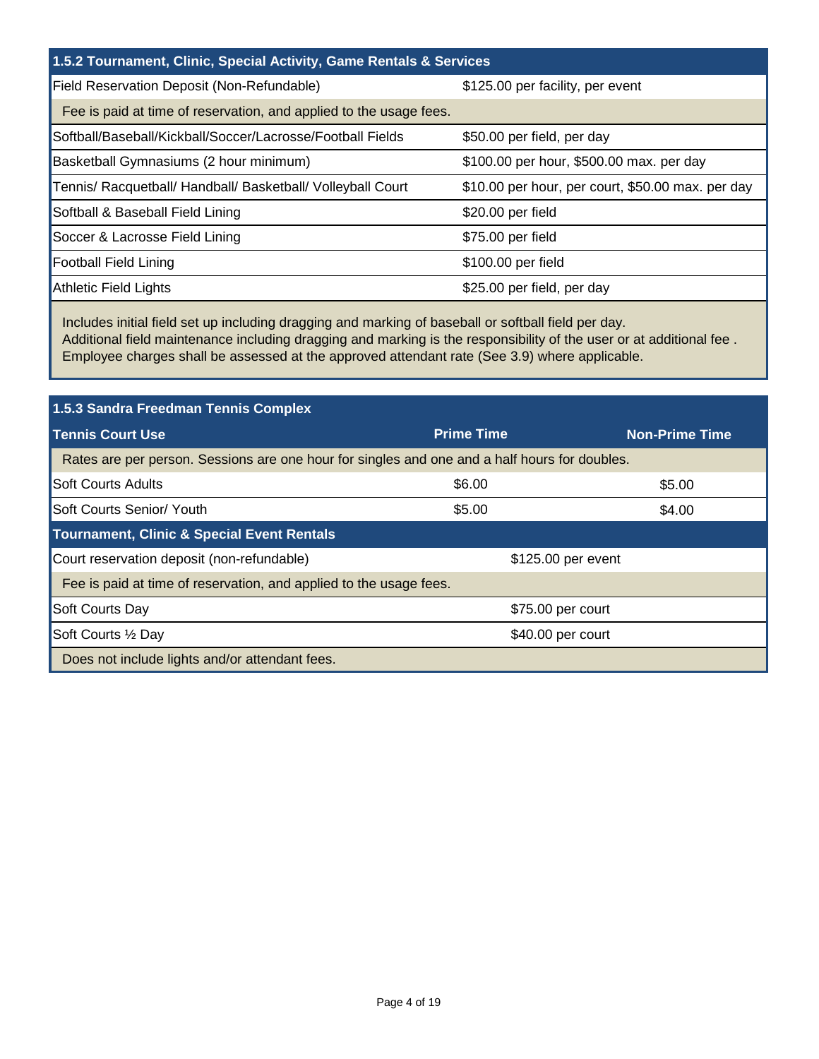## 1.5.2 Tournament, Clinic, Special Activity, Game Rentals & Services

| Item | Fee |
|---|---|
| Field Reservation Deposit (Non-Refundable) | $125.00 per facility, per event |
| Fee is paid at time of reservation, and applied to the usage fees. | |
| Softball/Baseball/Kickball/Soccer/Lacrosse/Football Fields | $50.00 per field, per day |
| Basketball Gymnasiums (2 hour minimum) | $100.00 per hour, $500.00 max. per day |
| Tennis/ Racquetball/ Handball/ Basketball/ Volleyball Court | $10.00 per hour, per court, $50.00 max. per day |
| Softball & Baseball Field Lining | $20.00 per field |
| Soccer & Lacrosse Field Lining | $75.00 per field |
| Football Field Lining | $100.00 per field |
| Athletic Field Lights | $25.00 per field, per day |

Includes initial field set up including dragging and marking of baseball or softball field per day.
Additional field maintenance including dragging and marking is the responsibility of the user or at additional fee .
Employee charges shall be assessed at the approved attendant rate (See 3.9) where applicable.

## 1.5.3 Sandra Freedman Tennis Complex

| Tennis Court Use | Prime Time | Non-Prime Time |
|---|---|---|
| Rates are per person. Sessions are one hour for singles and one and a half hours for doubles. | | |
| Soft Courts Adults | $6.00 | $5.00 |
| Soft Courts Senior/ Youth | $5.00 | $4.00 |

### Tournament, Clinic & Special Event Rentals

| Item | Fee |
|---|---|
| Court reservation deposit (non-refundable) | $125.00 per event |
| Fee is paid at time of reservation, and applied to the usage fees. | |
| Soft Courts Day | $75.00 per court |
| Soft Courts ½ Day | $40.00 per court |
| Does not include lights and/or attendant fees. | |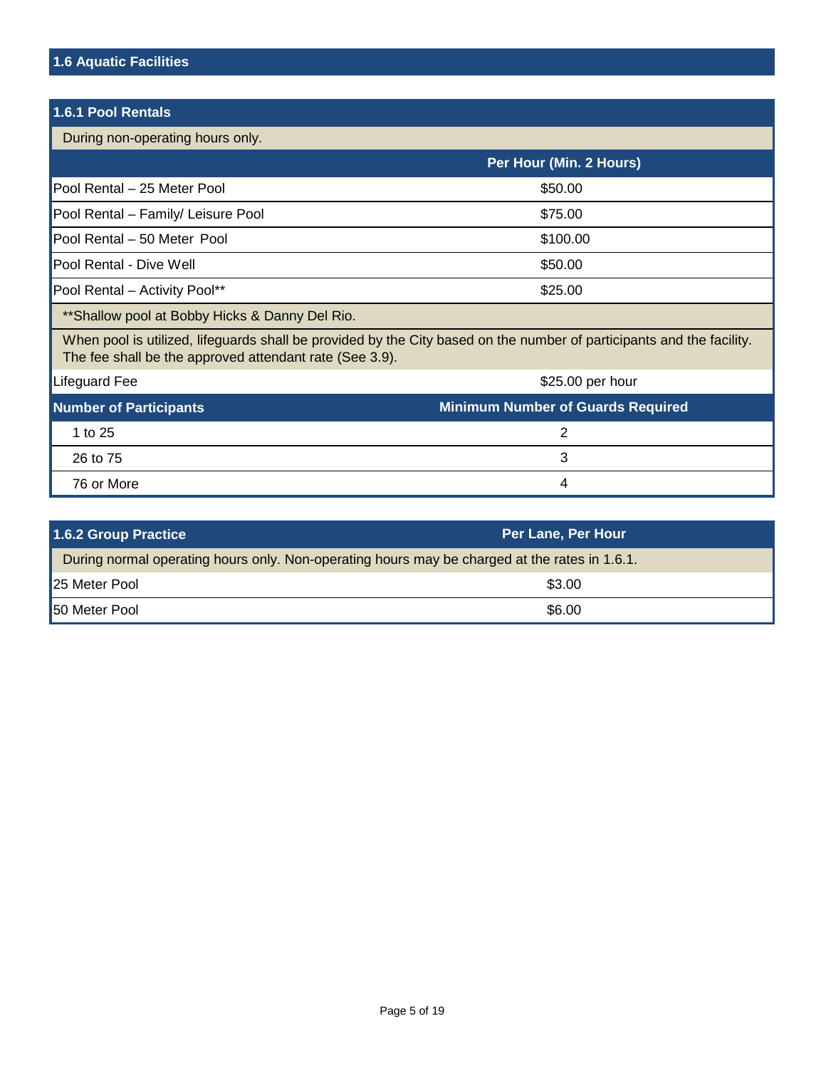## 1.6 Aquatic Facilities

### 1.6.1 Pool Rentals

During non-operating hours only.

| | Per Hour (Min. 2 Hours) |
|---|---|
| Pool Rental – 25 Meter Pool | $50.00 |
| Pool Rental – Family/ Leisure Pool | $75.00 |
| Pool Rental – 50 Meter Pool | $100.00 |
| Pool Rental - Dive Well | $50.00 |
| Pool Rental – Activity Pool** | $25.00 |

**Shallow pool at Bobby Hicks & Danny Del Rio.

When pool is utilized, lifeguards shall be provided by the City based on the number of participants and the facility. The fee shall be the approved attendant rate (See 3.9).

| Lifeguard Fee | $25.00 per hour |
|---|---|

| Number of Participants | Minimum Number of Guards Required |
|---|---|
| 1 to 25 | 2 |
| 26 to 75 | 3 |
| 76 or More | 4 |

### 1.6.2 Group Practice

During normal operating hours only. Non-operating hours may be charged at the rates in 1.6.1.

| | Per Lane, Per Hour |
|---|---|
| 25 Meter Pool | $3.00 |
| 50 Meter Pool | $6.00 |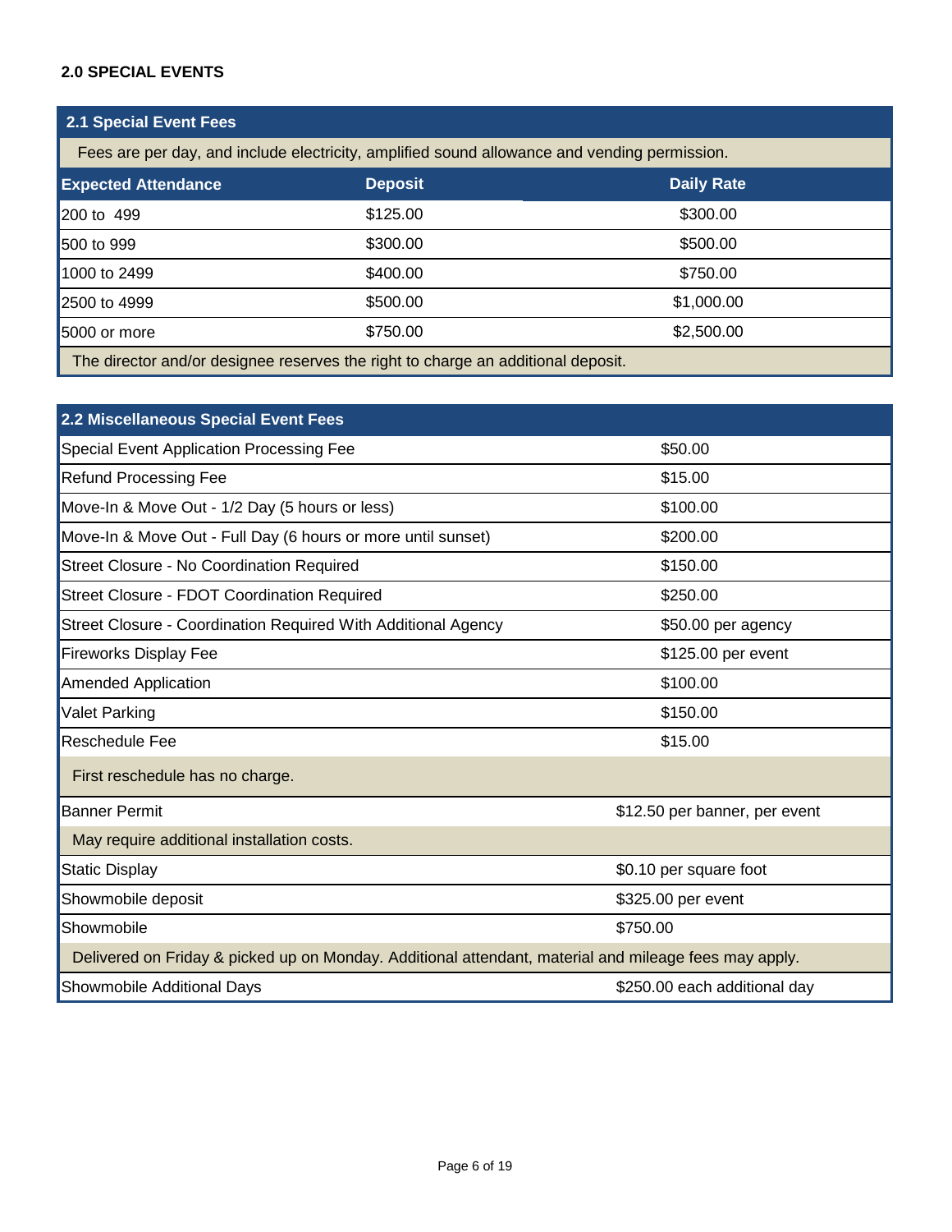## 2.0 SPECIAL EVENTS

### 2.1 Special Event Fees

Fees are per day, and include electricity, amplified sound allowance and vending permission.

| Expected Attendance | Deposit | Daily Rate |
|---|---|---|
| 200 to 499 | $125.00 | $300.00 |
| 500 to 999 | $300.00 | $500.00 |
| 1000 to 2499 | $400.00 | $750.00 |
| 2500 to 4999 | $500.00 | $1,000.00 |
| 5000 or more | $750.00 | $2,500.00 |

The director and/or designee reserves the right to charge an additional deposit.

### 2.2 Miscellaneous Special Event Fees

| Fee | Amount |
|---|---|
| Special Event Application Processing Fee | $50.00 |
| Refund Processing Fee | $15.00 |
| Move-In & Move Out - 1/2 Day (5 hours or less) | $100.00 |
| Move-In & Move Out - Full Day (6 hours or more until sunset) | $200.00 |
| Street Closure - No Coordination Required | $150.00 |
| Street Closure - FDOT Coordination Required | $250.00 |
| Street Closure - Coordination Required With Additional Agency | $50.00 per agency |
| Fireworks Display Fee | $125.00 per event |
| Amended Application | $100.00 |
| Valet Parking | $150.00 |
| Reschedule Fee | $15.00 |
| First reschedule has no charge. | |
| Banner Permit | $12.50 per banner, per event |
| May require additional installation costs. | |
| Static Display | $0.10 per square foot |
| Showmobile deposit | $325.00 per event |
| Showmobile | $750.00 |
| Delivered on Friday & picked up on Monday. Additional attendant, material and mileage fees may apply. | |
| Showmobile Additional Days | $250.00 each additional day |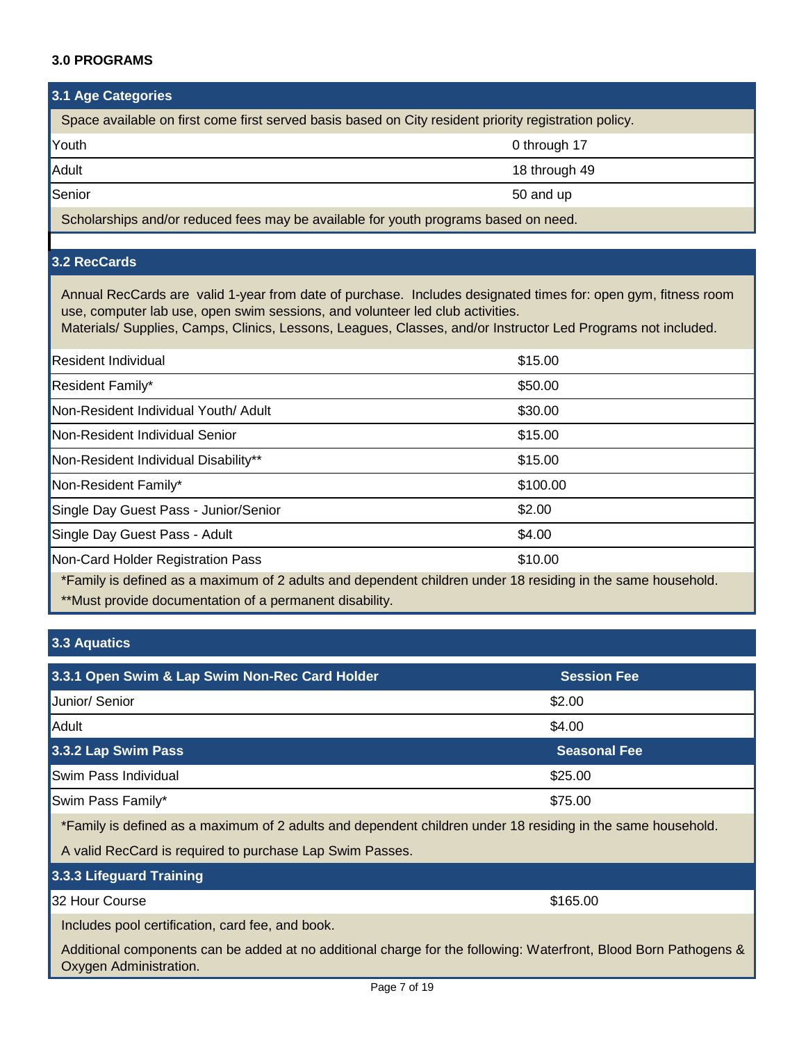### 3.0 PROGRAMS

#### 3.1 Age Categories

Space available on first come first served basis based on City resident priority registration policy.

| Category | Age |
|---|---|
| Youth | 0 through 17 |
| Adult | 18 through 49 |
| Senior | 50 and up |

Scholarships and/or reduced fees may be available for youth programs based on need.

#### 3.2 RecCards

Annual RecCards are valid 1-year from date of purchase. Includes designated times for: open gym, fitness room use, computer lab use, open swim sessions, and volunteer led club activities.
Materials/ Supplies, Camps, Clinics, Lessons, Leagues, Classes, and/or Instructor Led Programs not included.

| RecCard | Fee |
|---|---|
| Resident Individual | $15.00 |
| Resident Family* | $50.00 |
| Non-Resident Individual Youth/ Adult | $30.00 |
| Non-Resident Individual Senior | $15.00 |
| Non-Resident Individual Disability** | $15.00 |
| Non-Resident Family* | $100.00 |
| Single Day Guest Pass - Junior/Senior | $2.00 |
| Single Day Guest Pass - Adult | $4.00 |
| Non-Card Holder Registration Pass | $10.00 |

*Family is defined as a maximum of 2 adults and dependent children under 18 residing in the same household.
**Must provide documentation of a permanent disability.

#### 3.3 Aquatics

| 3.3.1 Open Swim & Lap Swim Non-Rec Card Holder | Session Fee |
|---|---|
| Junior/ Senior | $2.00 |
| Adult | $4.00 |

| 3.3.2 Lap Swim Pass | Seasonal Fee |
|---|---|
| Swim Pass Individual | $25.00 |
| Swim Pass Family* | $75.00 |

*Family is defined as a maximum of 2 adults and dependent children under 18 residing in the same household.

A valid RecCard is required to purchase Lap Swim Passes.

| 3.3.3 Lifeguard Training | |
|---|---|
| 32 Hour Course | $165.00 |

Includes pool certification, card fee, and book.

Additional components can be added at no additional charge for the following: Waterfront, Blood Born Pathogens & Oxygen Administration.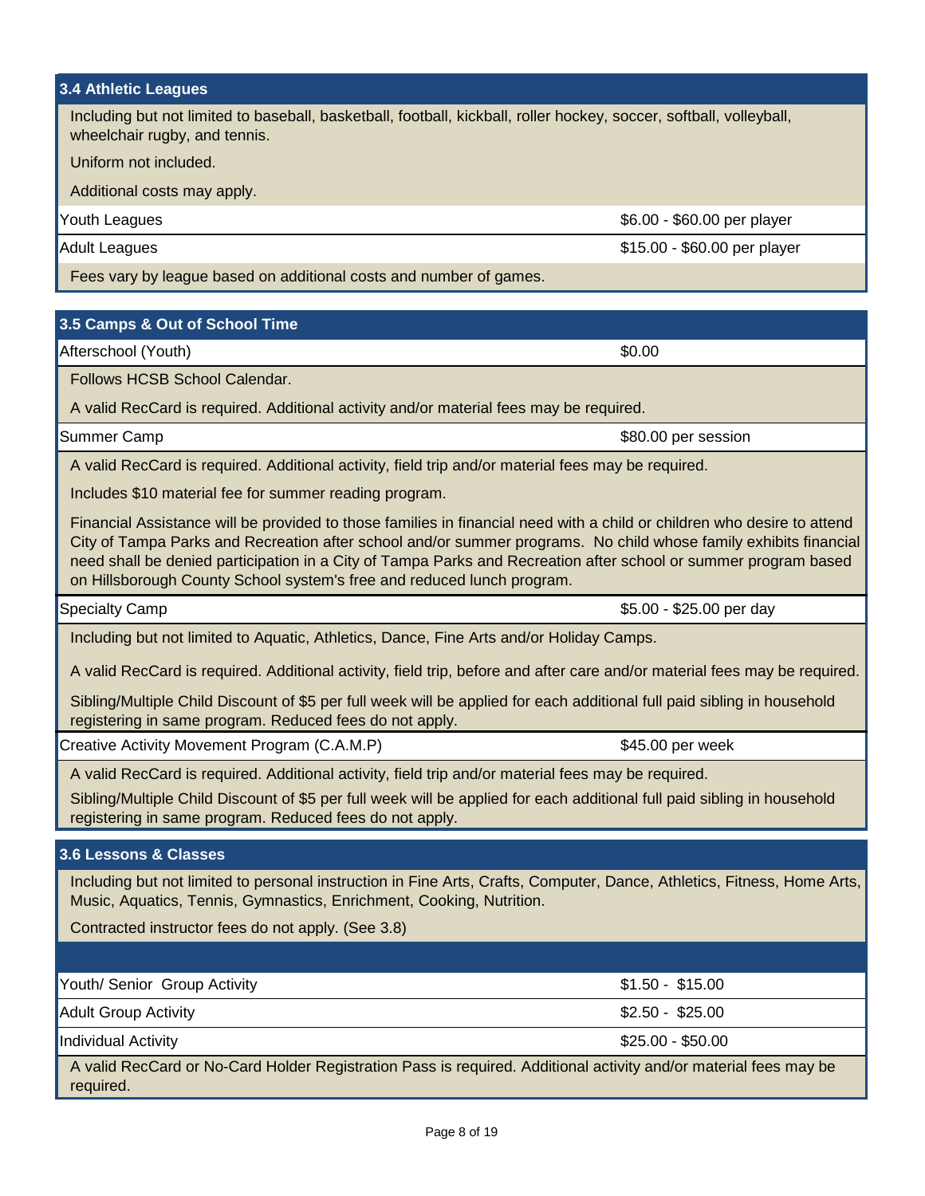### 3.4 Athletic Leagues

Including but not limited to baseball, basketball, football, kickball, roller hockey, soccer, softball, volleyball, wheelchair rugby, and tennis.

Uniform not included.

Additional costs may apply.

| | |
|---|---|
| Youth Leagues | $6.00 - $60.00 per player |
| Adult Leagues | $15.00 - $60.00 per player |

Fees vary by league based on additional costs and number of games.

### 3.5 Camps & Out of School Time

| | |
|---|---|
| Afterschool (Youth) | $0.00 |

Follows HCSB School Calendar.

A valid RecCard is required. Additional activity and/or material fees may be required.

| | |
|---|---|
| Summer Camp | $80.00 per session |

A valid RecCard is required. Additional activity, field trip and/or material fees may be required.

Includes $10 material fee for summer reading program.

Financial Assistance will be provided to those families in financial need with a child or children who desire to attend City of Tampa Parks and Recreation after school and/or summer programs. No child whose family exhibits financial need shall be denied participation in a City of Tampa Parks and Recreation after school or summer program based on Hillsborough County School system's free and reduced lunch program.

| | |
|---|---|
| Specialty Camp | $5.00 - $25.00 per day |

Including but not limited to Aquatic, Athletics, Dance, Fine Arts and/or Holiday Camps.

A valid RecCard is required. Additional activity, field trip, before and after care and/or material fees may be required.

Sibling/Multiple Child Discount of $5 per full week will be applied for each additional full paid sibling in household registering in same program. Reduced fees do not apply.

| | |
|---|---|
| Creative Activity Movement Program (C.A.M.P) | $45.00 per week |

A valid RecCard is required. Additional activity, field trip and/or material fees may be required.

Sibling/Multiple Child Discount of $5 per full week will be applied for each additional full paid sibling in household registering in same program. Reduced fees do not apply.

### 3.6 Lessons & Classes

Including but not limited to personal instruction in Fine Arts, Crafts, Computer, Dance, Athletics, Fitness, Home Arts, Music, Aquatics, Tennis, Gymnastics, Enrichment, Cooking, Nutrition.

Contracted instructor fees do not apply. (See 3.8)

| | |
|---|---|
| Youth/ Senior Group Activity | $1.50 - $15.00 |
| Adult Group Activity | $2.50 - $25.00 |
| Individual Activity | $25.00 - $50.00 |

A valid RecCard or No-Card Holder Registration Pass is required. Additional activity and/or material fees may be required.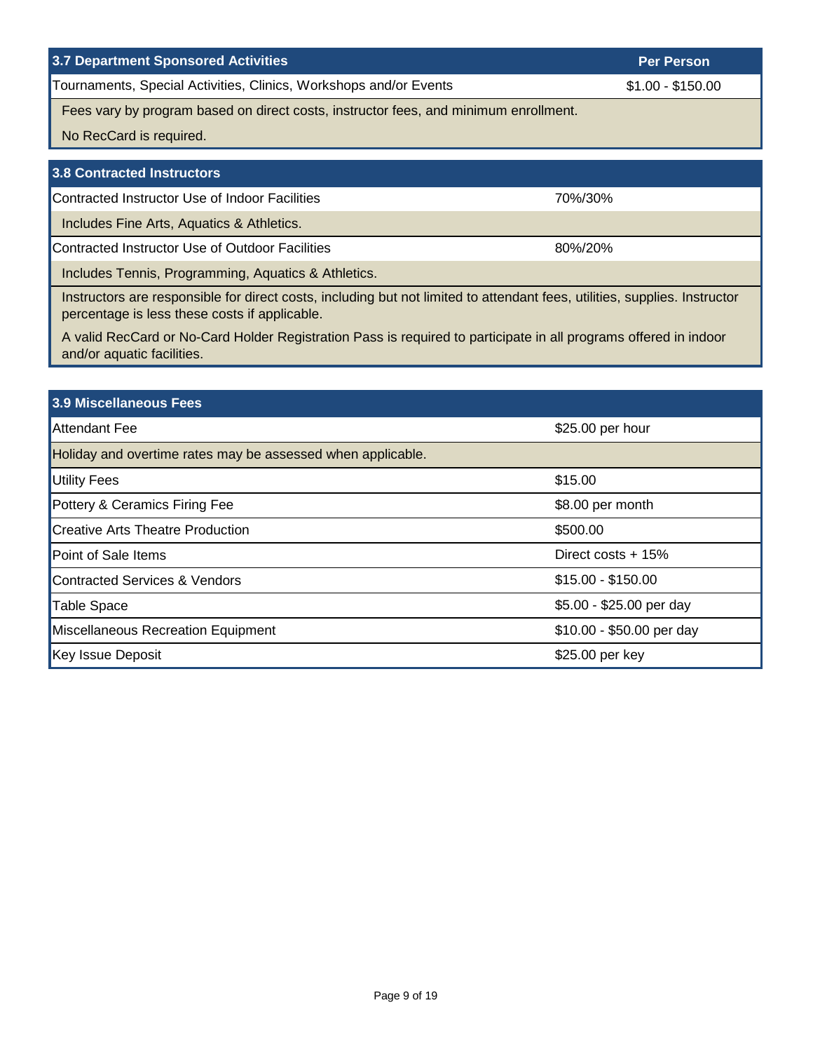| 3.7 Department Sponsored Activities | Per Person |
| --- | --- |
| Tournaments, Special Activities, Clinics, Workshops and/or Events | $1.00 - $150.00 |

Fees vary by program based on direct costs, instructor fees, and minimum enrollment.

No RecCard is required.

| 3.8 Contracted Instructors | |
| --- | --- |
| Contracted Instructor Use of Indoor Facilities | 70%/30% |
| Includes Fine Arts, Aquatics & Athletics. | |
| Contracted Instructor Use of Outdoor Facilities | 80%/20% |
| Includes Tennis, Programming, Aquatics & Athletics. | |

Instructors are responsible for direct costs, including but not limited to attendant fees, utilities, supplies. Instructor percentage is less these costs if applicable.

A valid RecCard or No-Card Holder Registration Pass is required to participate in all programs offered in indoor and/or aquatic facilities.

| 3.9 Miscellaneous Fees | |
| --- | --- |
| Attendant Fee | $25.00 per hour |
| Holiday and overtime rates may be assessed when applicable. | |
| Utility Fees | $15.00 |
| Pottery & Ceramics Firing Fee | $8.00 per month |
| Creative Arts Theatre Production | $500.00 |
| Point of Sale Items | Direct costs + 15% |
| Contracted Services & Vendors | $15.00 - $150.00 |
| Table Space | $5.00 - $25.00 per day |
| Miscellaneous Recreation Equipment | $10.00 - $50.00 per day |
| Key Issue Deposit | $25.00 per key |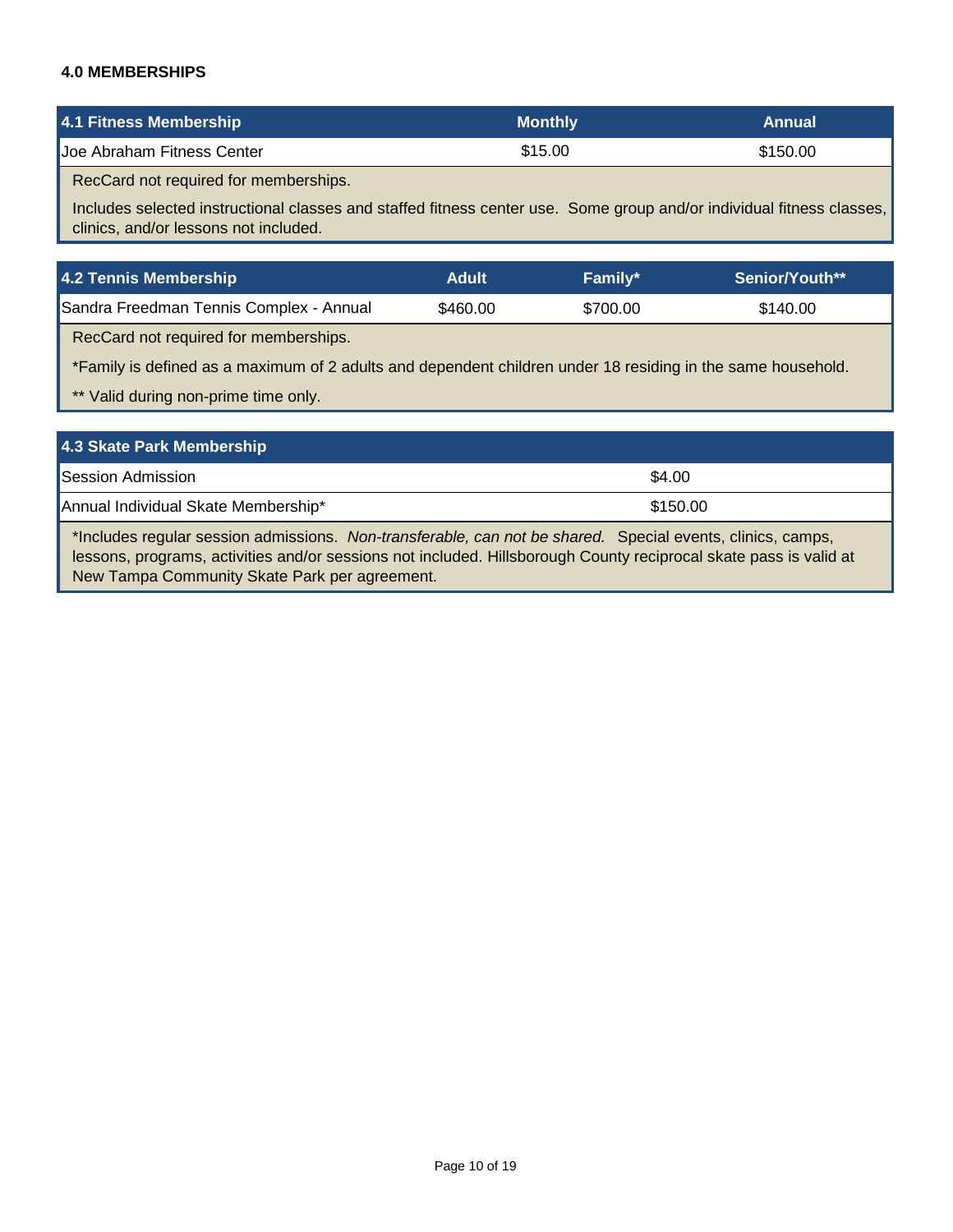#### 4.0 MEMBERSHIPS

| 4.1 Fitness Membership | Monthly | Annual |
|---|---|---|
| Joe Abraham Fitness Center | $15.00 | $150.00 |

RecCard not required for memberships.

Includes selected instructional classes and staffed fitness center use. Some group and/or individual fitness classes, clinics, and/or lessons not included.

| 4.2 Tennis Membership | Adult | Family* | Senior/Youth** |
|---|---|---|---|
| Sandra Freedman Tennis Complex - Annual | $460.00 | $700.00 | $140.00 |

RecCard not required for memberships.

*Family is defined as a maximum of 2 adults and dependent children under 18 residing in the same household.

** Valid during non-prime time only.

| 4.3 Skate Park Membership | |
|---|---|
| Session Admission | $4.00 |
| Annual Individual Skate Membership* | $150.00 |

*Includes regular session admissions. *Non-transferable, can not be shared.* Special events, clinics, camps, lessons, programs, activities and/or sessions not included. Hillsborough County reciprocal skate pass is valid at New Tampa Community Skate Park per agreement.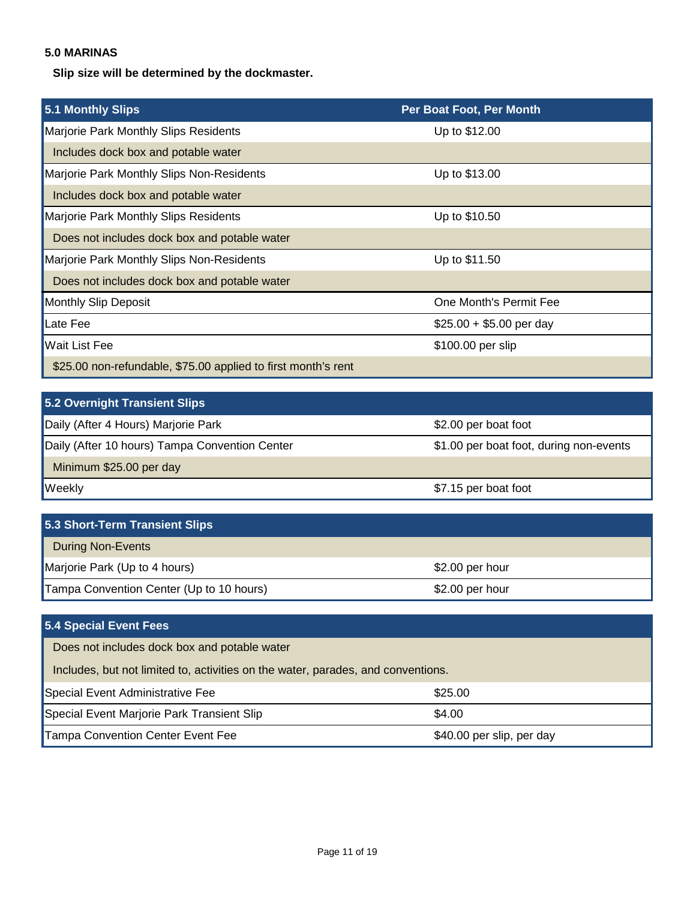## 5.0 MARINAS

**Slip size will be determined by the dockmaster.**

| 5.1 Monthly Slips | Per Boat Foot, Per Month |
|---|---|
| Marjorie Park Monthly Slips Residents | Up to $12.00 |
| Includes dock box and potable water | |
| Marjorie Park Monthly Slips Non-Residents | Up to $13.00 |
| Includes dock box and potable water | |
| Marjorie Park Monthly Slips Residents | Up to $10.50 |
| Does not includes dock box and potable water | |
| Marjorie Park Monthly Slips Non-Residents | Up to $11.50 |
| Does not includes dock box and potable water | |
| Monthly Slip Deposit | One Month's Permit Fee |
| Late Fee | $25.00 + $5.00 per day |
| Wait List Fee | $100.00 per slip |
| $25.00 non-refundable, $75.00 applied to first month's rent | |

| 5.2 Overnight Transient Slips | |
|---|---|
| Daily (After 4 Hours) Marjorie Park | $2.00 per boat foot |
| Daily (After 10 hours) Tampa Convention Center | $1.00 per boat foot, during non-events |
| Minimum $25.00 per day | |
| Weekly | $7.15 per boat foot |

| 5.3 Short-Term Transient Slips | |
|---|---|
| During Non-Events | |
| Marjorie Park (Up to 4 hours) | $2.00 per hour |
| Tampa Convention Center (Up to 10 hours) | $2.00 per hour |

| 5.4 Special Event Fees | |
|---|---|
| Does not includes dock box and potable water | |
| Includes, but not limited to, activities on the water, parades, and conventions. | |
| Special Event Administrative Fee | $25.00 |
| Special Event Marjorie Park Transient Slip | $4.00 |
| Tampa Convention Center Event Fee | $40.00 per slip, per day |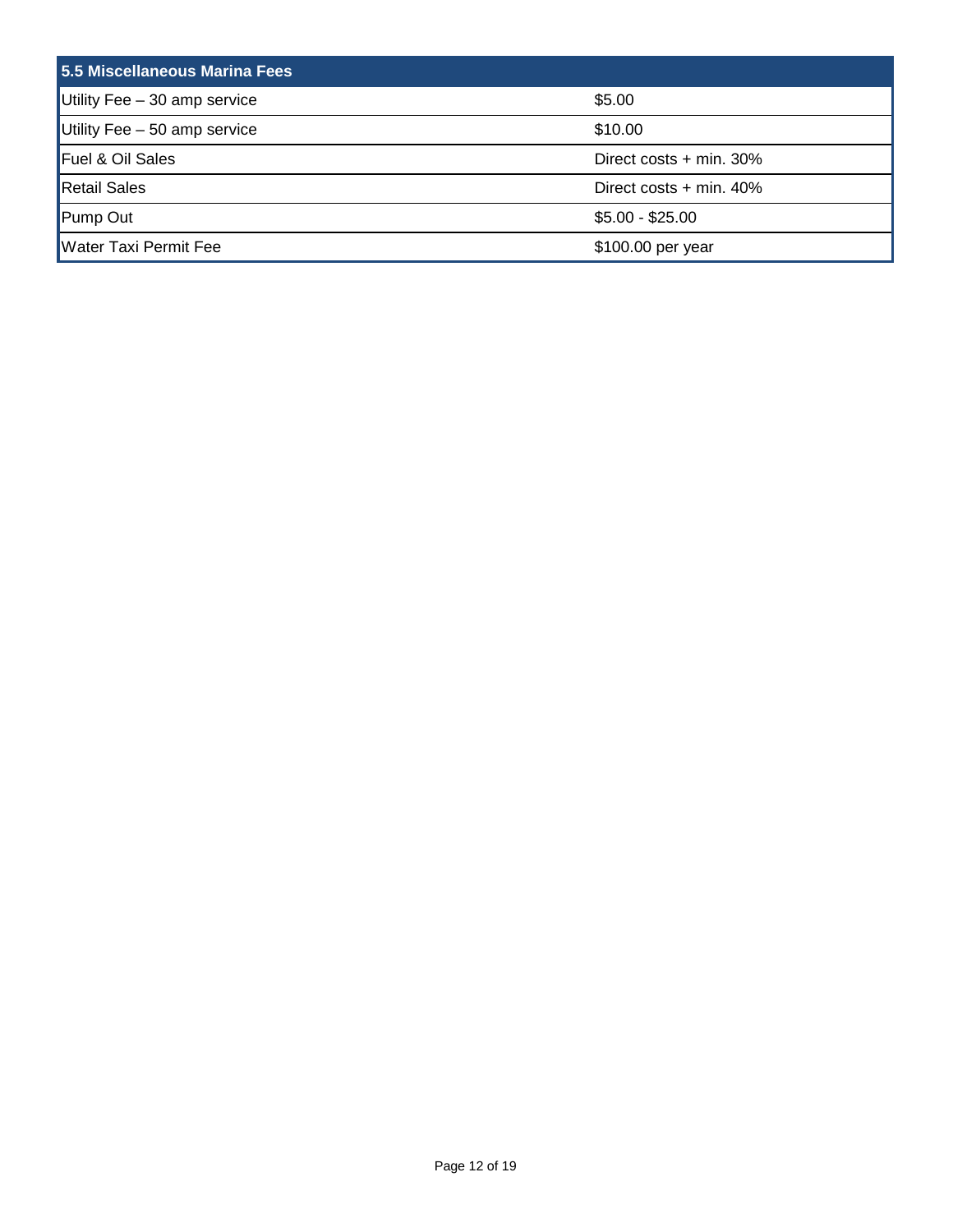| 5.5 Miscellaneous Marina Fees | |
|---|---|
| Utility Fee – 30 amp service | $5.00 |
| Utility Fee – 50 amp service | $10.00 |
| Fuel & Oil Sales | Direct costs + min. 30% |
| Retail Sales | Direct costs + min. 40% |
| Pump Out | $5.00 - $25.00 |
| Water Taxi Permit Fee | $100.00 per year |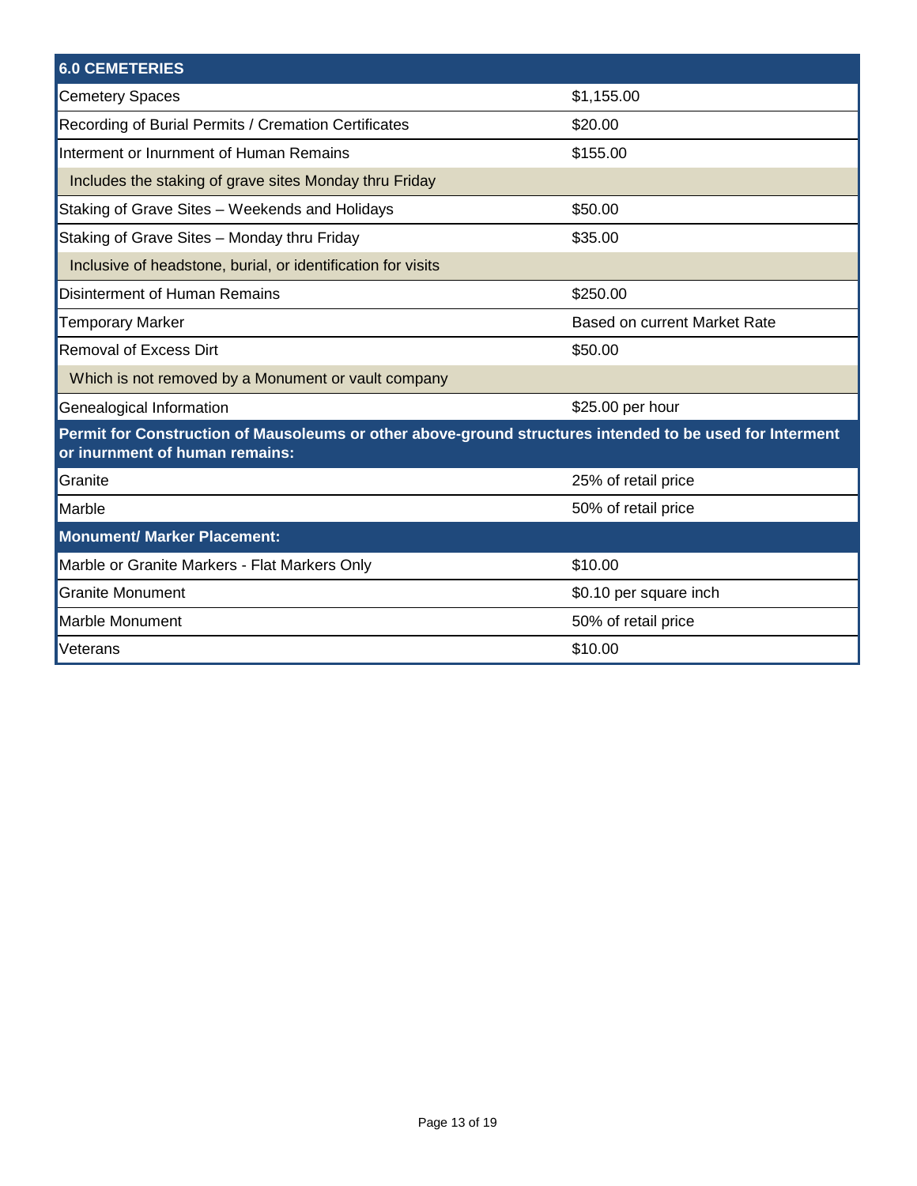| 6.0 CEMETERIES | |
|---|---|
| Cemetery Spaces | $1,155.00 |
| Recording of Burial Permits / Cremation Certificates | $20.00 |
| Interment or Inurnment of Human Remains | $155.00 |
| Includes the staking of grave sites Monday thru Friday | |
| Staking of Grave Sites – Weekends and Holidays | $50.00 |
| Staking of Grave Sites – Monday thru Friday | $35.00 |
| Inclusive of headstone, burial, or identification for visits | |
| Disinterment of Human Remains | $250.00 |
| Temporary Marker | Based on current Market Rate |
| Removal of Excess Dirt | $50.00 |
| Which is not removed by a Monument or vault company | |
| Genealogical Information | $25.00 per hour |
| **Permit for Construction of Mausoleums or other above-ground structures intended to be used for Interment or inurnment of human remains:** | |
| Granite | 25% of retail price |
| Marble | 50% of retail price |
| **Monument/ Marker Placement:** | |
| Marble or Granite Markers - Flat Markers Only | $10.00 |
| Granite Monument | $0.10 per square inch |
| Marble Monument | 50% of retail price |
| Veterans | $10.00 |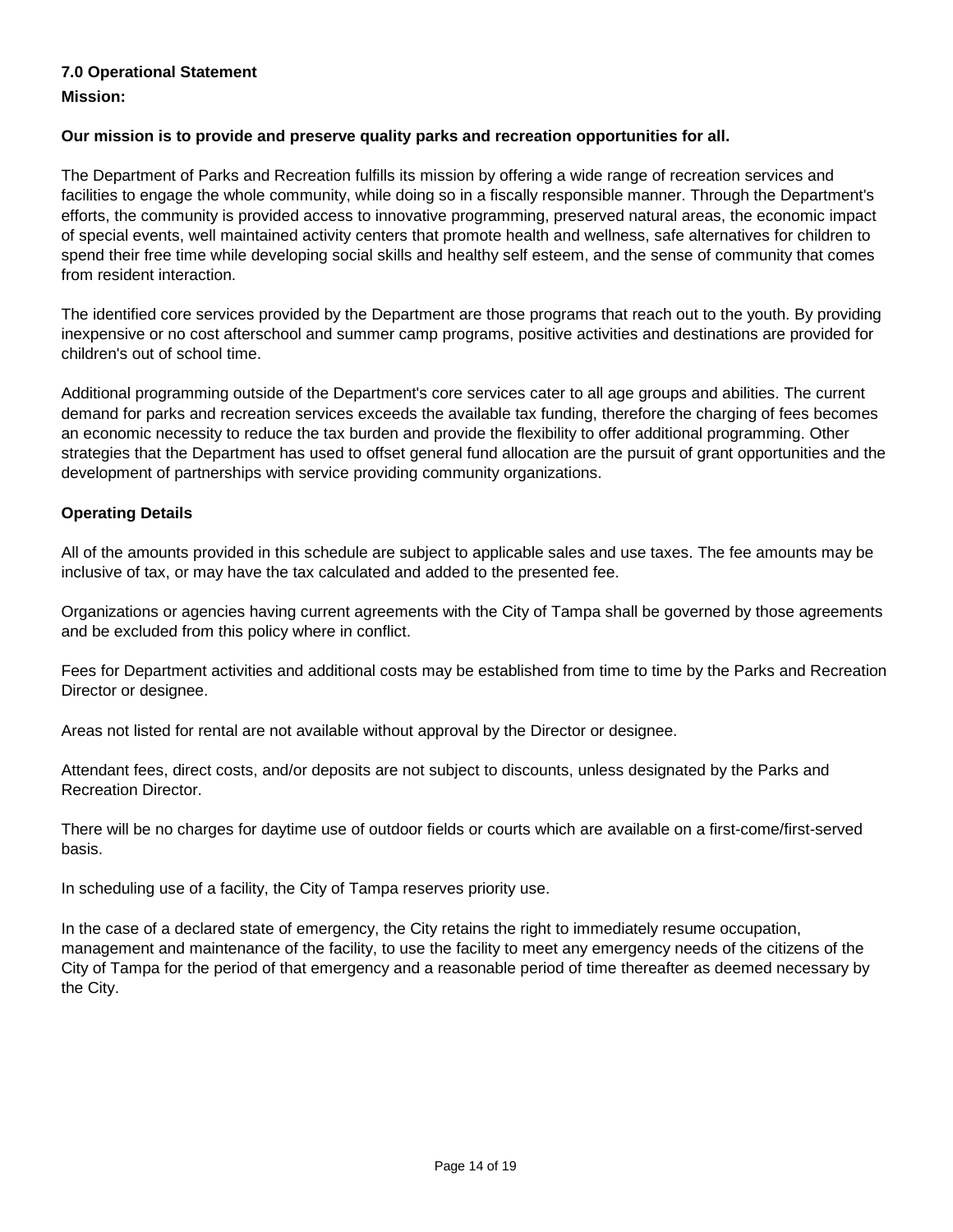## 7.0 Operational Statement

**Mission:**

**Our mission is to provide and preserve quality parks and recreation opportunities for all.**

The Department of Parks and Recreation fulfills its mission by offering a wide range of recreation services and facilities to engage the whole community, while doing so in a fiscally responsible manner. Through the Department's efforts, the community is provided access to innovative programming, preserved natural areas, the economic impact of special events, well maintained activity centers that promote health and wellness, safe alternatives for children to spend their free time while developing social skills and healthy self esteem, and the sense of community that comes from resident interaction.

The identified core services provided by the Department are those programs that reach out to the youth. By providing inexpensive or no cost afterschool and summer camp programs, positive activities and destinations are provided for children's out of school time.

Additional programming outside of the Department's core services cater to all age groups and abilities. The current demand for parks and recreation services exceeds the available tax funding, therefore the charging of fees becomes an economic necessity to reduce the tax burden and provide the flexibility to offer additional programming. Other strategies that the Department has used to offset general fund allocation are the pursuit of grant opportunities and the development of partnerships with service providing community organizations.

### Operating Details

All of the amounts provided in this schedule are subject to applicable sales and use taxes. The fee amounts may be inclusive of tax, or may have the tax calculated and added to the presented fee.

Organizations or agencies having current agreements with the City of Tampa shall be governed by those agreements and be excluded from this policy where in conflict.

Fees for Department activities and additional costs may be established from time to time by the Parks and Recreation Director or designee.

Areas not listed for rental are not available without approval by the Director or designee.

Attendant fees, direct costs, and/or deposits are not subject to discounts, unless designated by the Parks and Recreation Director.

There will be no charges for daytime use of outdoor fields or courts which are available on a first-come/first-served basis.

In scheduling use of a facility, the City of Tampa reserves priority use.

In the case of a declared state of emergency, the City retains the right to immediately resume occupation, management and maintenance of the facility, to use the facility to meet any emergency needs of the citizens of the City of Tampa for the period of that emergency and a reasonable period of time thereafter as deemed necessary by the City.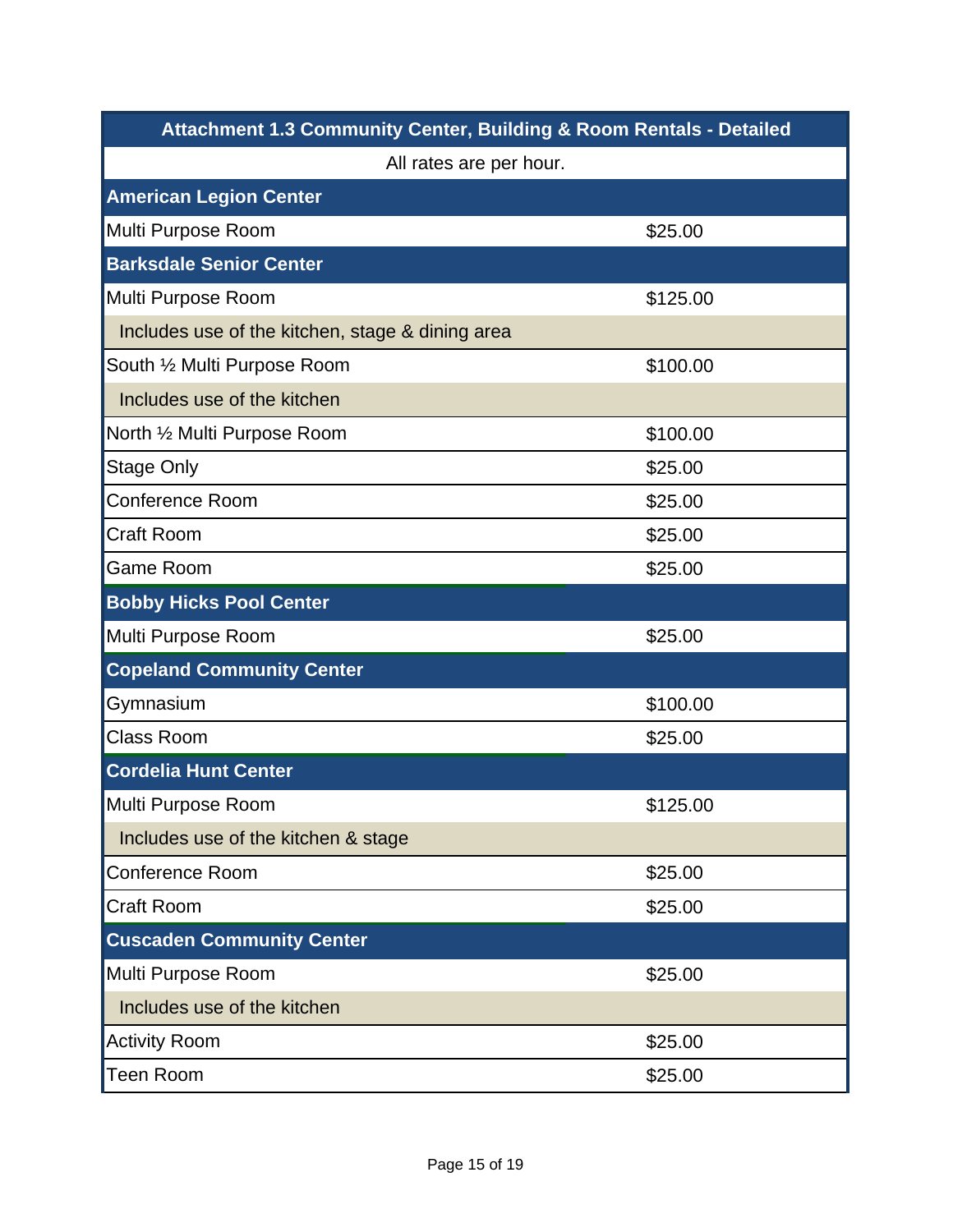| Attachment 1.3 Community Center, Building & Room Rentals - Detailed | |
|---|---|
| All rates are per hour. | |
| **American Legion Center** | |
| Multi Purpose Room | $25.00 |
| **Barksdale Senior Center** | |
| Multi Purpose Room | $125.00 |
| Includes use of the kitchen, stage & dining area | |
| South ½ Multi Purpose Room | $100.00 |
| Includes use of the kitchen | |
| North ½ Multi Purpose Room | $100.00 |
| Stage Only | $25.00 |
| Conference Room | $25.00 |
| Craft Room | $25.00 |
| Game Room | $25.00 |
| **Bobby Hicks Pool Center** | |
| Multi Purpose Room | $25.00 |
| **Copeland Community Center** | |
| Gymnasium | $100.00 |
| Class Room | $25.00 |
| **Cordelia Hunt Center** | |
| Multi Purpose Room | $125.00 |
| Includes use of the kitchen & stage | |
| Conference Room | $25.00 |
| Craft Room | $25.00 |
| **Cuscaden Community Center** | |
| Multi Purpose Room | $25.00 |
| Includes use of the kitchen | |
| Activity Room | $25.00 |
| Teen Room | $25.00 |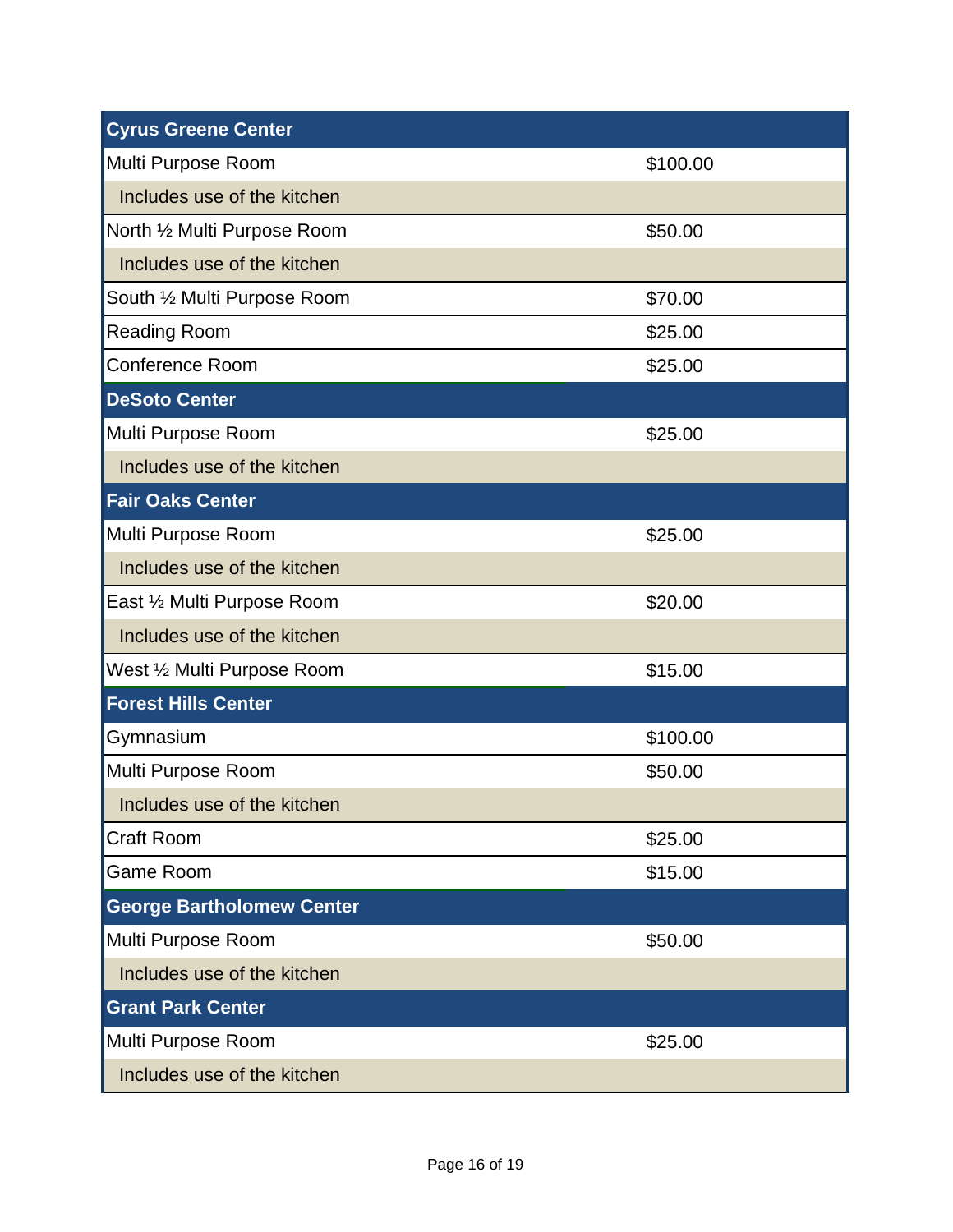| Cyrus Greene Center | |
|---|---|
| Multi Purpose Room | $100.00 |
| Includes use of the kitchen | |
| North ½ Multi Purpose Room | $50.00 |
| Includes use of the kitchen | |
| South ½ Multi Purpose Room | $70.00 |
| Reading Room | $25.00 |
| Conference Room | $25.00 |
| **DeSoto Center** | |
| Multi Purpose Room | $25.00 |
| Includes use of the kitchen | |
| **Fair Oaks Center** | |
| Multi Purpose Room | $25.00 |
| Includes use of the kitchen | |
| East ½ Multi Purpose Room | $20.00 |
| Includes use of the kitchen | |
| West ½ Multi Purpose Room | $15.00 |
| **Forest Hills Center** | |
| Gymnasium | $100.00 |
| Multi Purpose Room | $50.00 |
| Includes use of the kitchen | |
| Craft Room | $25.00 |
| Game Room | $15.00 |
| **George Bartholomew Center** | |
| Multi Purpose Room | $50.00 |
| Includes use of the kitchen | |
| **Grant Park Center** | |
| Multi Purpose Room | $25.00 |
| Includes use of the kitchen | |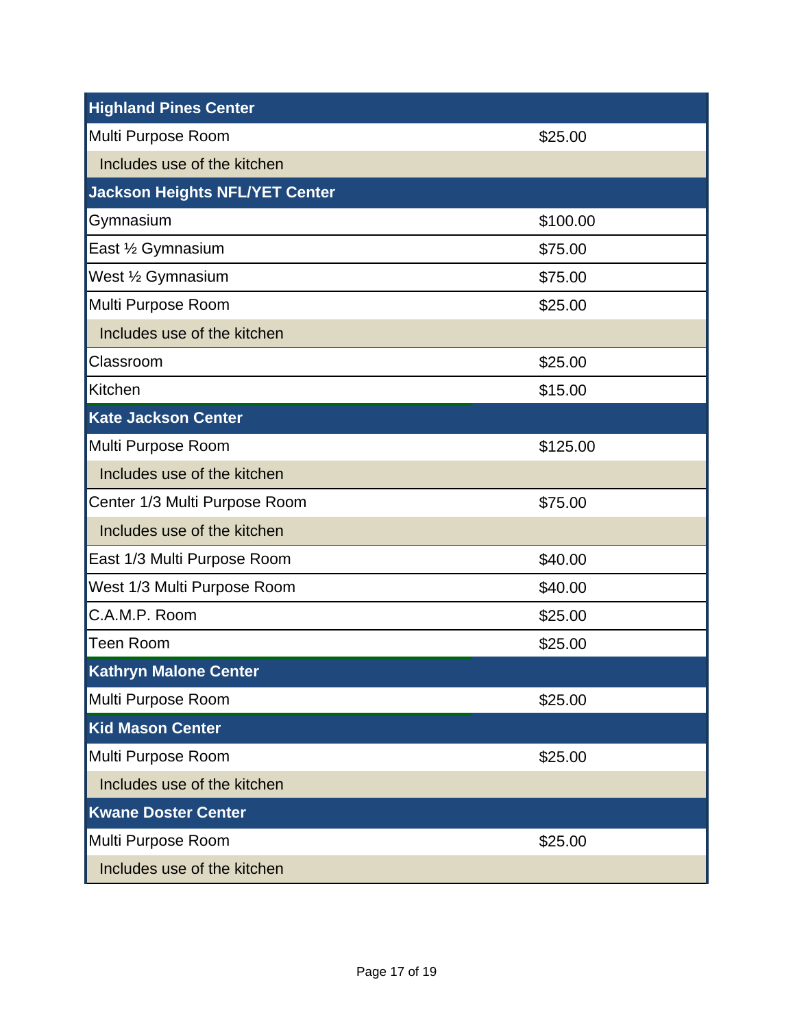| Highland Pines Center | |
|---|---|
| Multi Purpose Room | $25.00 |
| Includes use of the kitchen | |
| **Jackson Heights NFL/YET Center** | |
| Gymnasium | $100.00 |
| East ½ Gymnasium | $75.00 |
| West ½ Gymnasium | $75.00 |
| Multi Purpose Room | $25.00 |
| Includes use of the kitchen | |
| Classroom | $25.00 |
| Kitchen | $15.00 |
| **Kate Jackson Center** | |
| Multi Purpose Room | $125.00 |
| Includes use of the kitchen | |
| Center 1/3 Multi Purpose Room | $75.00 |
| Includes use of the kitchen | |
| East 1/3 Multi Purpose Room | $40.00 |
| West 1/3 Multi Purpose Room | $40.00 |
| C.A.M.P. Room | $25.00 |
| Teen Room | $25.00 |
| **Kathryn Malone Center** | |
| Multi Purpose Room | $25.00 |
| **Kid Mason Center** | |
| Multi Purpose Room | $25.00 |
| Includes use of the kitchen | |
| **Kwane Doster Center** | |
| Multi Purpose Room | $25.00 |
| Includes use of the kitchen | |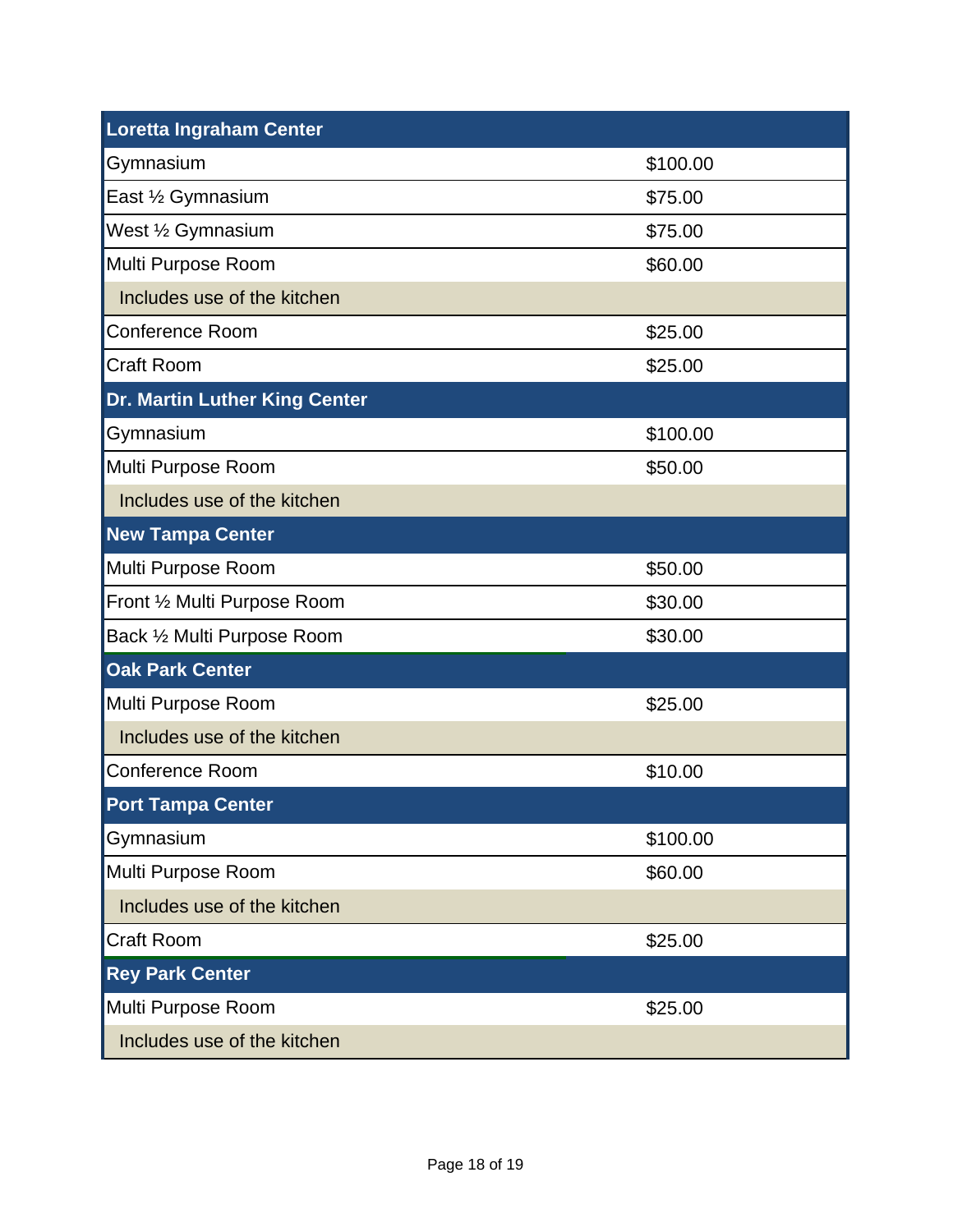| Loretta Ingraham Center | |
|---|---|
| Gymnasium | $100.00 |
| East ½ Gymnasium | $75.00 |
| West ½ Gymnasium | $75.00 |
| Multi Purpose Room | $60.00 |
| Includes use of the kitchen | |
| Conference Room | $25.00 |
| Craft Room | $25.00 |
| **Dr. Martin Luther King Center** | |
| Gymnasium | $100.00 |
| Multi Purpose Room | $50.00 |
| Includes use of the kitchen | |
| **New Tampa Center** | |
| Multi Purpose Room | $50.00 |
| Front ½ Multi Purpose Room | $30.00 |
| Back ½ Multi Purpose Room | $30.00 |
| **Oak Park Center** | |
| Multi Purpose Room | $25.00 |
| Includes use of the kitchen | |
| Conference Room | $10.00 |
| **Port Tampa Center** | |
| Gymnasium | $100.00 |
| Multi Purpose Room | $60.00 |
| Includes use of the kitchen | |
| Craft Room | $25.00 |
| **Rey Park Center** | |
| Multi Purpose Room | $25.00 |
| Includes use of the kitchen | |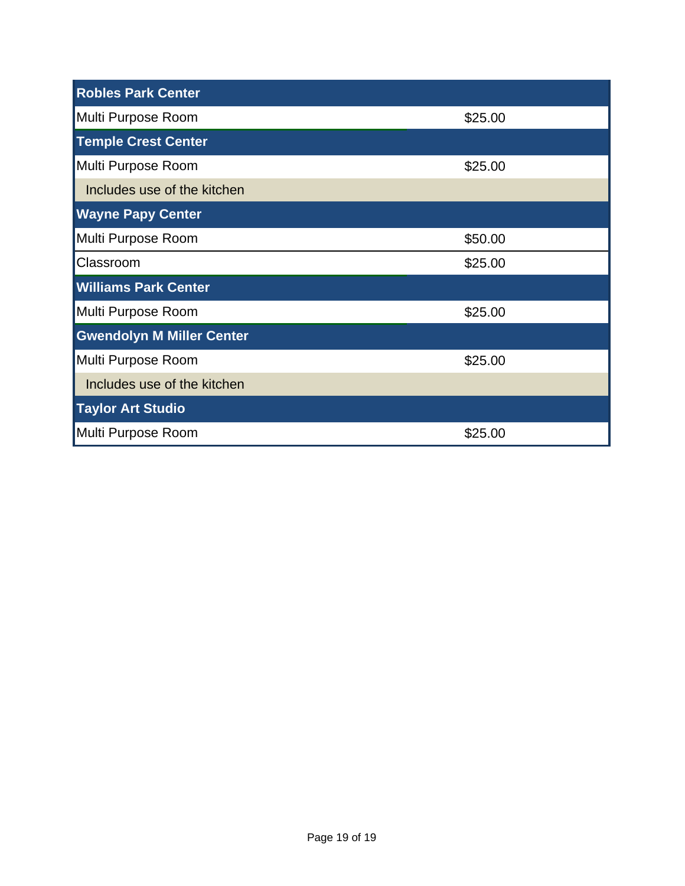| | |
|---|---|
| **Robles Park Center** | |
| Multi Purpose Room | $25.00 |
| **Temple Crest Center** | |
| Multi Purpose Room | $25.00 |
| Includes use of the kitchen | |
| **Wayne Papy Center** | |
| Multi Purpose Room | $50.00 |
| Classroom | $25.00 |
| **Williams Park Center** | |
| Multi Purpose Room | $25.00 |
| **Gwendolyn M Miller Center** | |
| Multi Purpose Room | $25.00 |
| Includes use of the kitchen | |
| **Taylor Art Studio** | |
| Multi Purpose Room | $25.00 |